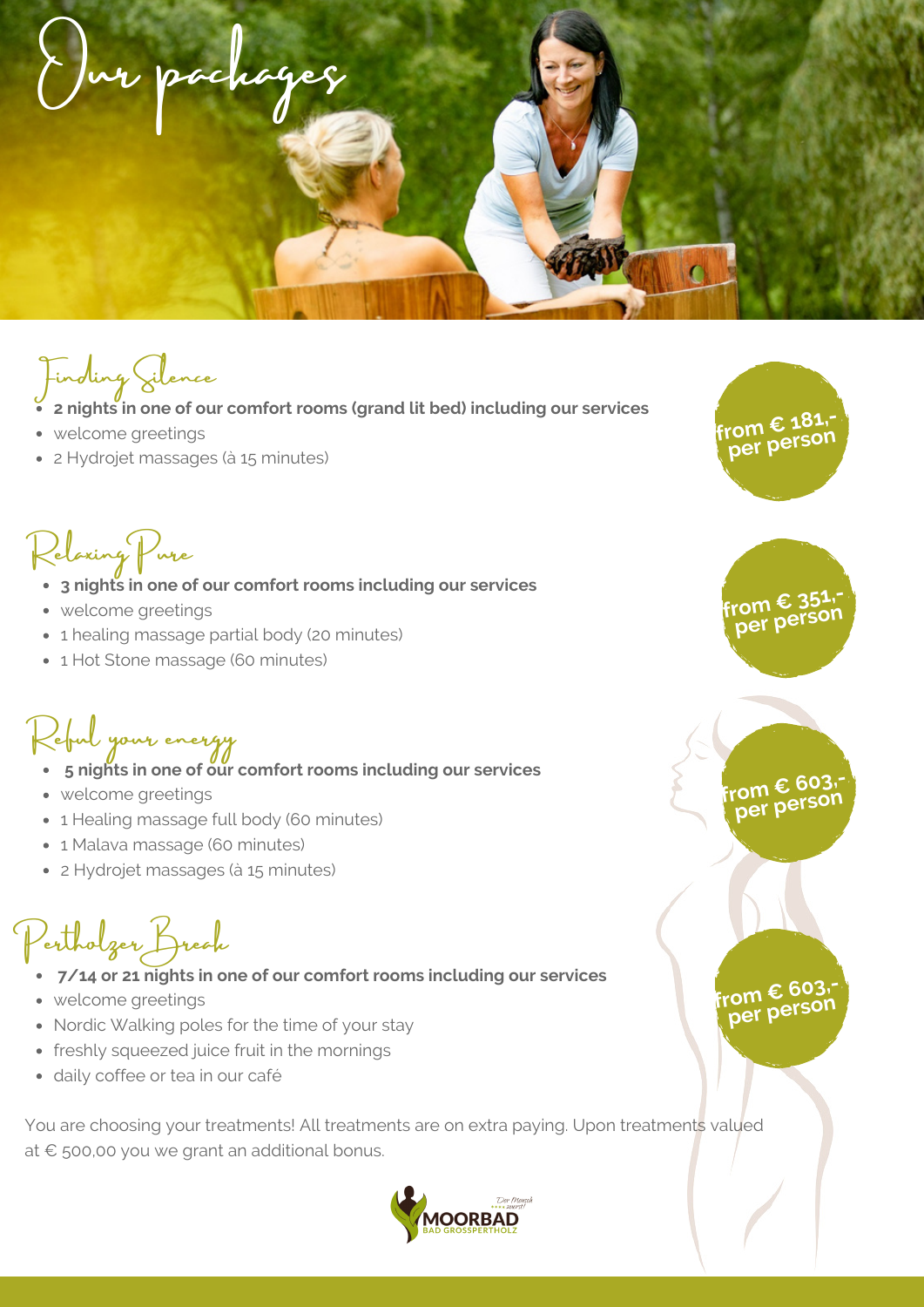# Our packages

## Finding Silence

- **2 nights in one of our comfort rooms (grand lit bed) including our services**
- welcome greetings
- 2 Hydrojet massages (à 15 minutes)

**from € 181,- per person**

## Relaxing Pure

- **3 nights in one of our comfort rooms including our services**
- welcome greetings
- 1 healing massage partial body (20 minutes)
- 1 Hot Stone massage (60 minutes)

**from € 351,- per person**

## Refuel your energy

- **5 nights in one of our comfort rooms including our services**
- welcome greetings
- 1 Healing massage full body (60 minutes)
- 1 Malava massage (60 minutes)
- 2 Hydrojet massages (à 15 minutes)

**from € 603,- per person**

## Pertholzer Break

- **7/14 or 21 nights in one of our comfort rooms including our services**
- welcome greetings
- Nordic Walking poles for the time of your stay
- freshly squeezed juice fruit in the mornings
- daily coffee or tea in our café

**from € 603,- per person**

You are choosing your treatments! All treatments are on extra paying. Upon treatments valued at € 500,00 you we grant an additional bonus.

MOORBAD BAD GROSSPERTHOLZ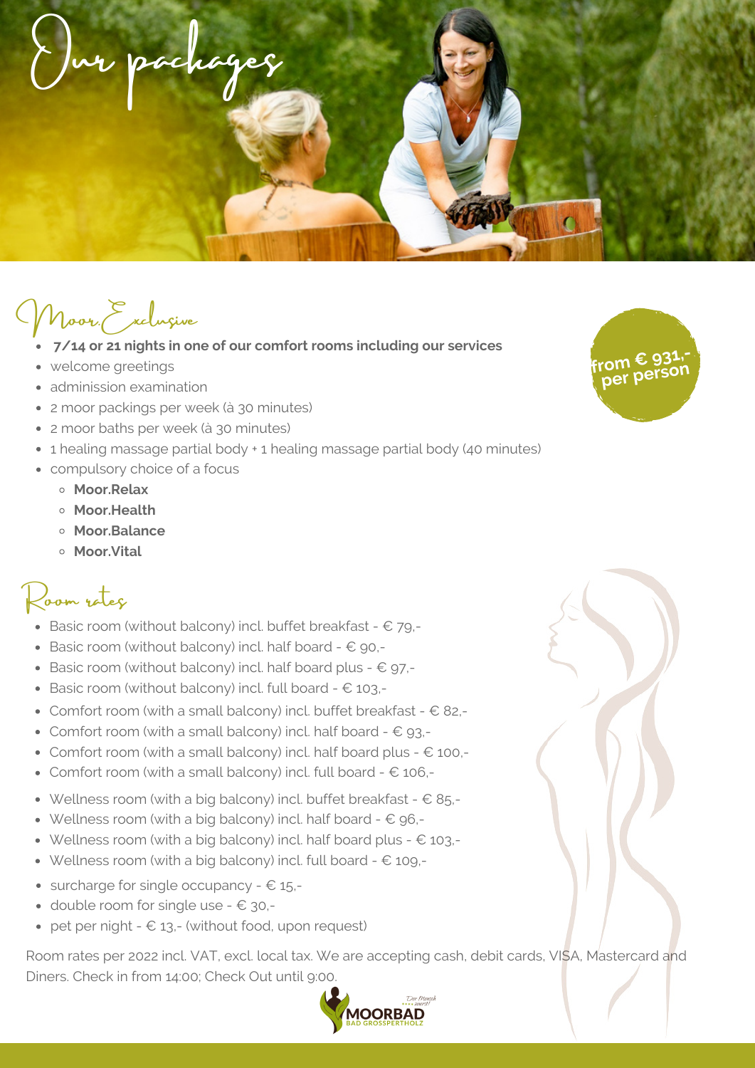# Our packages

## Moor.Exclusive

- **7/14 or 21 nights in one of our comfort rooms including our services**
- welcome greetings
- admission examination
- 2 moor packings per week (à 30 minutes)
- 2 moor baths per week (à 30 minutes)
- 1 healing massage partial body + 1 healing massage partial body (40 minutes)
- compulsory choice of a focus
  - **Moor.Relax**
  - **Moor.Health**
  - **Moor.Balance**
  - **Moor.Vital**

**from € 931,- per person**

## Room rates

- Basic room (without balcony) incl. buffet breakfast - € 79,-
- Basic room (without balcony) incl. half board - € 90,-
- Basic room (without balcony) incl. half board plus - € 97,-
- Basic room (without balcony) incl. full board - € 103,-
- Comfort room (with a small balcony) incl. buffet breakfast - € 82,-
- Comfort room (with a small balcony) incl. half board - € 93,-
- Comfort room (with a small balcony) incl. half board plus - € 100,-
- Comfort room (with a small balcony) incl. full board - € 106,-
- Wellness room (with a big balcony) incl. buffet breakfast - € 85,-
- Wellness room (with a big balcony) incl. half board - € 96,-
- Wellness room (with a big balcony) incl. half board plus - € 103,-
- Wellness room (with a big balcony) incl. full board - € 109,-
- surcharge for single occupancy - € 15,-
- double room for single use - € 30,-
- pet per night - € 13,- (without food, upon request)

Room rates per 2022 incl. VAT, excl. local tax. We are accepting cash, debit cards, VISA, Mastercard and Diners. Check in from 14:00; Check Out until 9:00.

MOORBAD BAD GROSSPERTHOLZ